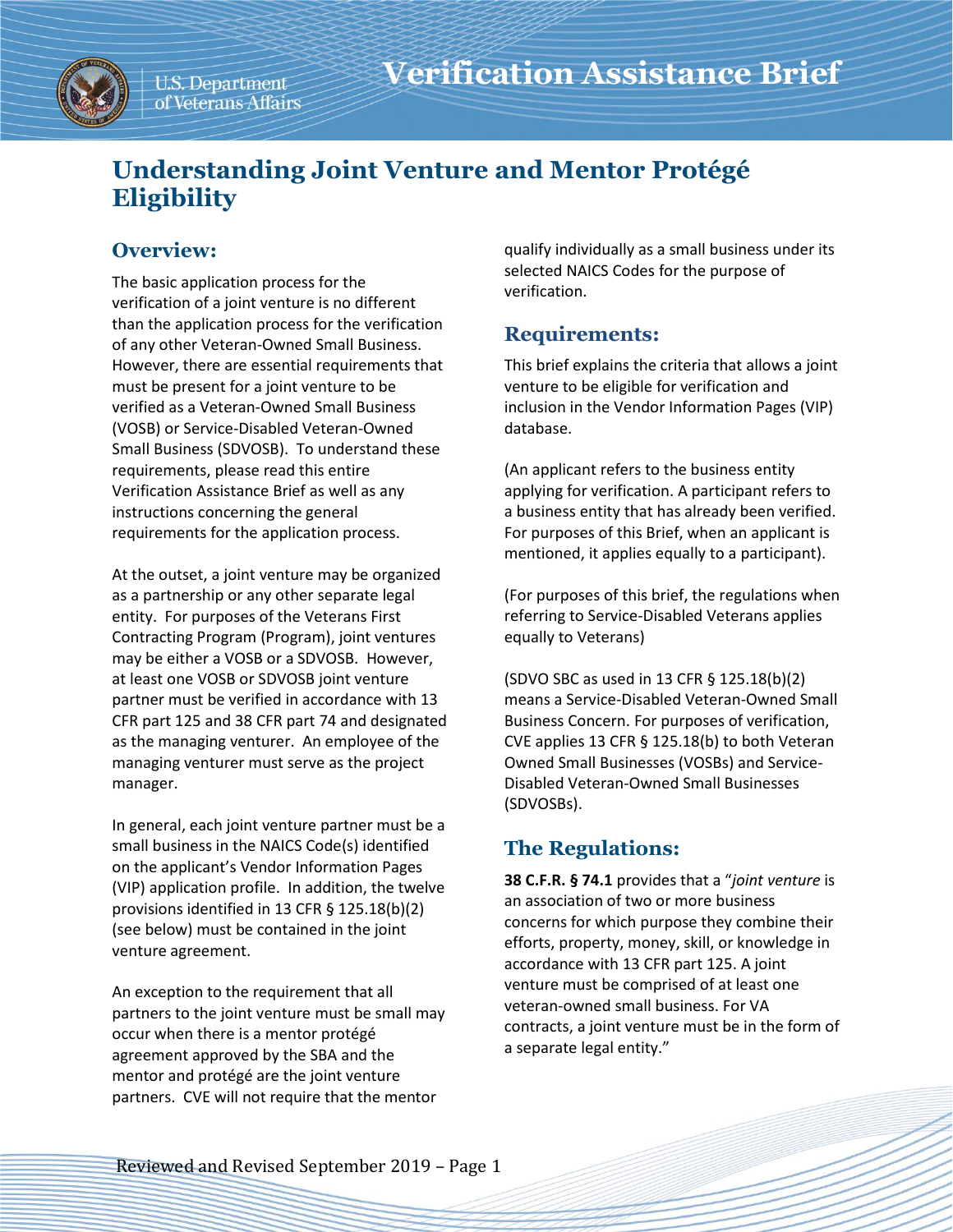# Verification Assistance Brief

## Understanding Joint Venture and Mentor Protégé Eligibility

### Overview:

The basic application process for the verification of a joint venture is no different than the application process for the verification of any other Veteran-Owned Small Business. However, there are essential requirements that must be present for a joint venture to be verified as a Veteran-Owned Small Business (VOSB) or Service-Disabled Veteran-Owned Small Business (SDVOSB). To understand these requirements, please read this entire Verification Assistance Brief as well as any instructions concerning the general requirements for the application process.

At the outset, a joint venture may be organized as a partnership or any other separate legal entity. For purposes of the Veterans First Contracting Program (Program), joint ventures may be either a VOSB or a SDVOSB. However, at least one VOSB or SDVOSB joint venture partner must be verified in accordance with 13 CFR part 125 and 38 CFR part 74 and designated as the managing venturer. An employee of the managing venturer must serve as the project manager.

In general, each joint venture partner must be a small business in the NAICS Code(s) identified on the applicant's Vendor Information Pages (VIP) application profile. In addition, the twelve provisions identified in 13 CFR § 125.18(b)(2) (see below) must be contained in the joint venture agreement.

An exception to the requirement that all partners to the joint venture must be small may occur when there is a mentor protégé agreement approved by the SBA and the mentor and protégé are the joint venture partners. CVE will not require that the mentor qualify individually as a small business under its selected NAICS Codes for the purpose of verification.

### Requirements:

This brief explains the criteria that allows a joint venture to be eligible for verification and inclusion in the Vendor Information Pages (VIP) database.

(An applicant refers to the business entity applying for verification. A participant refers to a business entity that has already been verified. For purposes of this Brief, when an applicant is mentioned, it applies equally to a participant).

(For purposes of this brief, the regulations when referring to Service-Disabled Veterans applies equally to Veterans)

(SDVO SBC as used in 13 CFR § 125.18(b)(2) means a Service-Disabled Veteran-Owned Small Business Concern. For purposes of verification, CVE applies 13 CFR § 125.18(b) to both Veteran Owned Small Businesses (VOSBs) and Service-Disabled Veteran-Owned Small Businesses (SDVOSBs).

### The Regulations:

**38 C.F.R. § 74.1** provides that a "*joint venture* is an association of two or more business concerns for which purpose they combine their efforts, property, money, skill, or knowledge in accordance with 13 CFR part 125. A joint venture must be comprised of at least one veteran-owned small business. For VA contracts, a joint venture must be in the form of a separate legal entity."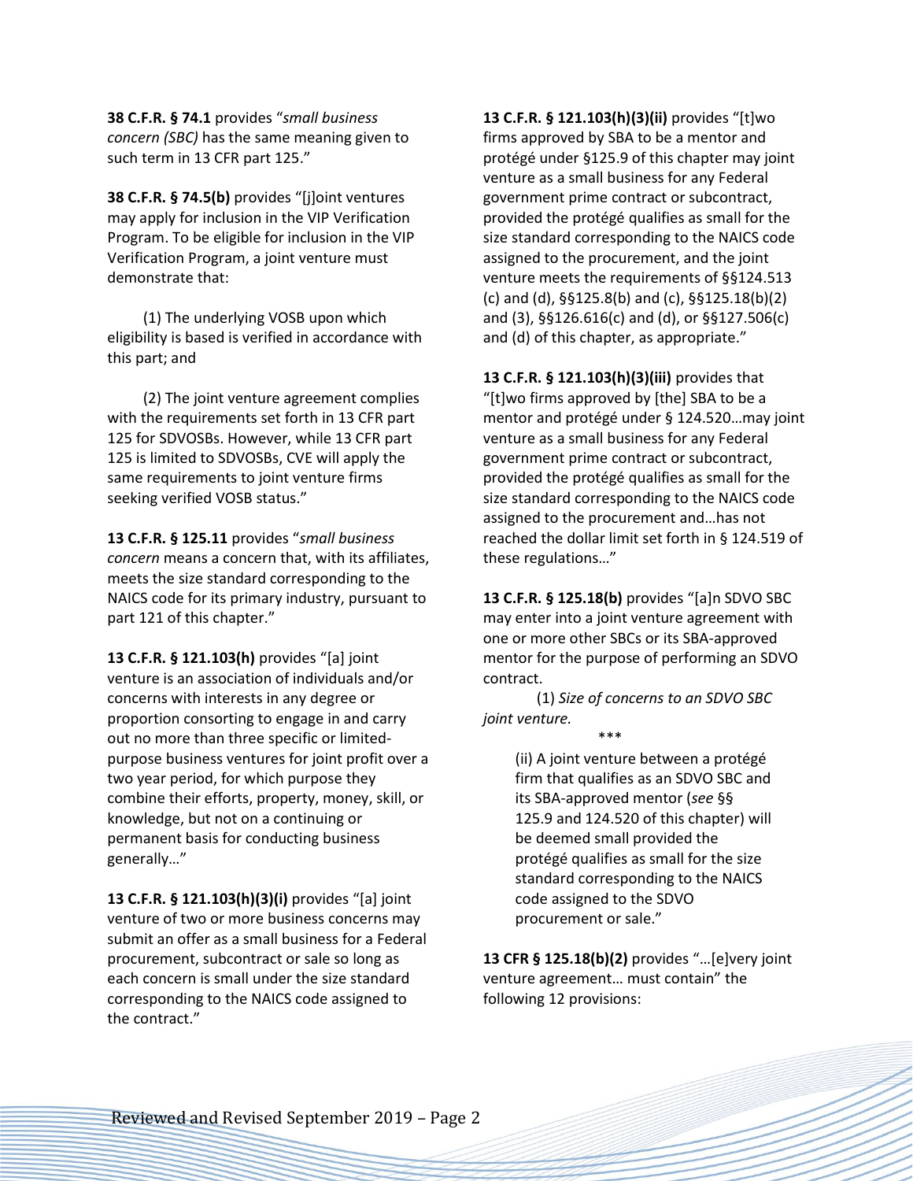**38 C.F.R. § 74.1** provides "*small business concern (SBC)* has the same meaning given to such term in 13 CFR part 125."

**38 C.F.R. § 74.5(b)** provides "[j]oint ventures may apply for inclusion in the VIP Verification Program. To be eligible for inclusion in the VIP Verification Program, a joint venture must demonstrate that:

(1) The underlying VOSB upon which eligibility is based is verified in accordance with this part; and

(2) The joint venture agreement complies with the requirements set forth in 13 CFR part 125 for SDVOSBs. However, while 13 CFR part 125 is limited to SDVOSBs, CVE will apply the same requirements to joint venture firms seeking verified VOSB status."

**13 C.F.R. § 125.11** provides "*small business concern* means a concern that, with its affiliates, meets the size standard corresponding to the NAICS code for its primary industry, pursuant to part 121 of this chapter."

**13 C.F.R. § 121.103(h)** provides "[a] joint venture is an association of individuals and/or concerns with interests in any degree or proportion consorting to engage in and carry out no more than three specific or limited-purpose business ventures for joint profit over a two year period, for which purpose they combine their efforts, property, money, skill, or knowledge, but not on a continuing or permanent basis for conducting business generally…"

**13 C.F.R. § 121.103(h)(3)(i)** provides "[a] joint venture of two or more business concerns may submit an offer as a small business for a Federal procurement, subcontract or sale so long as each concern is small under the size standard corresponding to the NAICS code assigned to the contract."

**13 C.F.R. § 121.103(h)(3)(ii)** provides "[t]wo firms approved by SBA to be a mentor and protégé under §125.9 of this chapter may joint venture as a small business for any Federal government prime contract or subcontract, provided the protégé qualifies as small for the size standard corresponding to the NAICS code assigned to the procurement, and the joint venture meets the requirements of §§124.513 (c) and (d), §§125.8(b) and (c), §§125.18(b)(2) and (3), §§126.616(c) and (d), or §§127.506(c) and (d) of this chapter, as appropriate."

**13 C.F.R. § 121.103(h)(3)(iii)** provides that "[t]wo firms approved by [the] SBA to be a mentor and protégé under § 124.520…may joint venture as a small business for any Federal government prime contract or subcontract, provided the protégé qualifies as small for the size standard corresponding to the NAICS code assigned to the procurement and…has not reached the dollar limit set forth in § 124.519 of these regulations…"

**13 C.F.R. § 125.18(b)** provides "[a]n SDVO SBC may enter into a joint venture agreement with one or more other SBCs or its SBA-approved mentor for the purpose of performing an SDVO contract.

(1) *Size of concerns to an SDVO SBC joint venture.*

\*\*\*

> (ii) A joint venture between a protégé firm that qualifies as an SDVO SBC and its SBA-approved mentor (*see* §§ 125.9 and 124.520 of this chapter) will be deemed small provided the protégé qualifies as small for the size standard corresponding to the NAICS code assigned to the SDVO procurement or sale."

**13 CFR § 125.18(b)(2)** provides "…[e]very joint venture agreement… must contain" the following 12 provisions: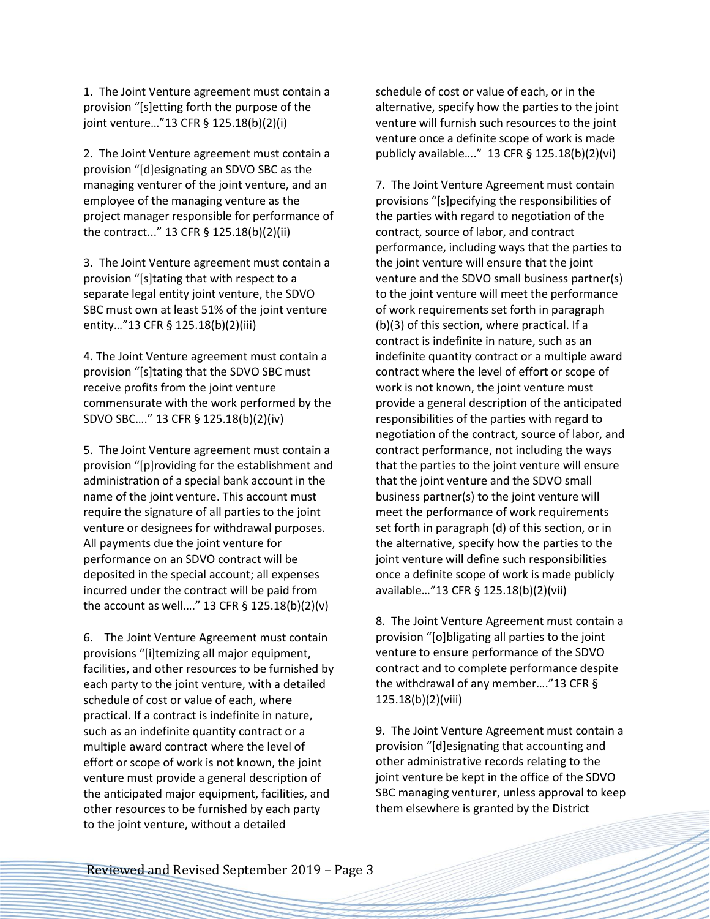1. The Joint Venture agreement must contain a provision "[s]etting forth the purpose of the joint venture…"13 CFR § 125.18(b)(2)(i)

2. The Joint Venture agreement must contain a provision "[d]esignating an SDVO SBC as the managing venturer of the joint venture, and an employee of the managing venture as the project manager responsible for performance of the contract..." 13 CFR § 125.18(b)(2)(ii)

3. The Joint Venture agreement must contain a provision "[s]tating that with respect to a separate legal entity joint venture, the SDVO SBC must own at least 51% of the joint venture entity…"13 CFR § 125.18(b)(2)(iii)

4. The Joint Venture agreement must contain a provision "[s]tating that the SDVO SBC must receive profits from the joint venture commensurate with the work performed by the SDVO SBC…." 13 CFR § 125.18(b)(2)(iv)

5. The Joint Venture agreement must contain a provision "[p]roviding for the establishment and administration of a special bank account in the name of the joint venture. This account must require the signature of all parties to the joint venture or designees for withdrawal purposes. All payments due the joint venture for performance on an SDVO contract will be deposited in the special account; all expenses incurred under the contract will be paid from the account as well…." 13 CFR § 125.18(b)(2)(v)

6. The Joint Venture Agreement must contain provisions "[i]temizing all major equipment, facilities, and other resources to be furnished by each party to the joint venture, with a detailed schedule of cost or value of each, where practical. If a contract is indefinite in nature, such as an indefinite quantity contract or a multiple award contract where the level of effort or scope of work is not known, the joint venture must provide a general description of the anticipated major equipment, facilities, and other resources to be furnished by each party to the joint venture, without a detailed schedule of cost or value of each, or in the alternative, specify how the parties to the joint venture will furnish such resources to the joint venture once a definite scope of work is made publicly available…." 13 CFR § 125.18(b)(2)(vi)

7. The Joint Venture Agreement must contain provisions "[s]pecifying the responsibilities of the parties with regard to negotiation of the contract, source of labor, and contract performance, including ways that the parties to the joint venture will ensure that the joint venture and the SDVO small business partner(s) to the joint venture will meet the performance of work requirements set forth in paragraph (b)(3) of this section, where practical. If a contract is indefinite in nature, such as an indefinite quantity contract or a multiple award contract where the level of effort or scope of work is not known, the joint venture must provide a general description of the anticipated responsibilities of the parties with regard to negotiation of the contract, source of labor, and contract performance, not including the ways that the parties to the joint venture will ensure that the joint venture and the SDVO small business partner(s) to the joint venture will meet the performance of work requirements set forth in paragraph (d) of this section, or in the alternative, specify how the parties to the joint venture will define such responsibilities once a definite scope of work is made publicly available…"13 CFR § 125.18(b)(2)(vii)

8. The Joint Venture Agreement must contain a provision "[o]bligating all parties to the joint venture to ensure performance of the SDVO contract and to complete performance despite the withdrawal of any member…."13 CFR § 125.18(b)(2)(viii)

9. The Joint Venture Agreement must contain a provision "[d]esignating that accounting and other administrative records relating to the joint venture be kept in the office of the SDVO SBC managing venturer, unless approval to keep them elsewhere is granted by the District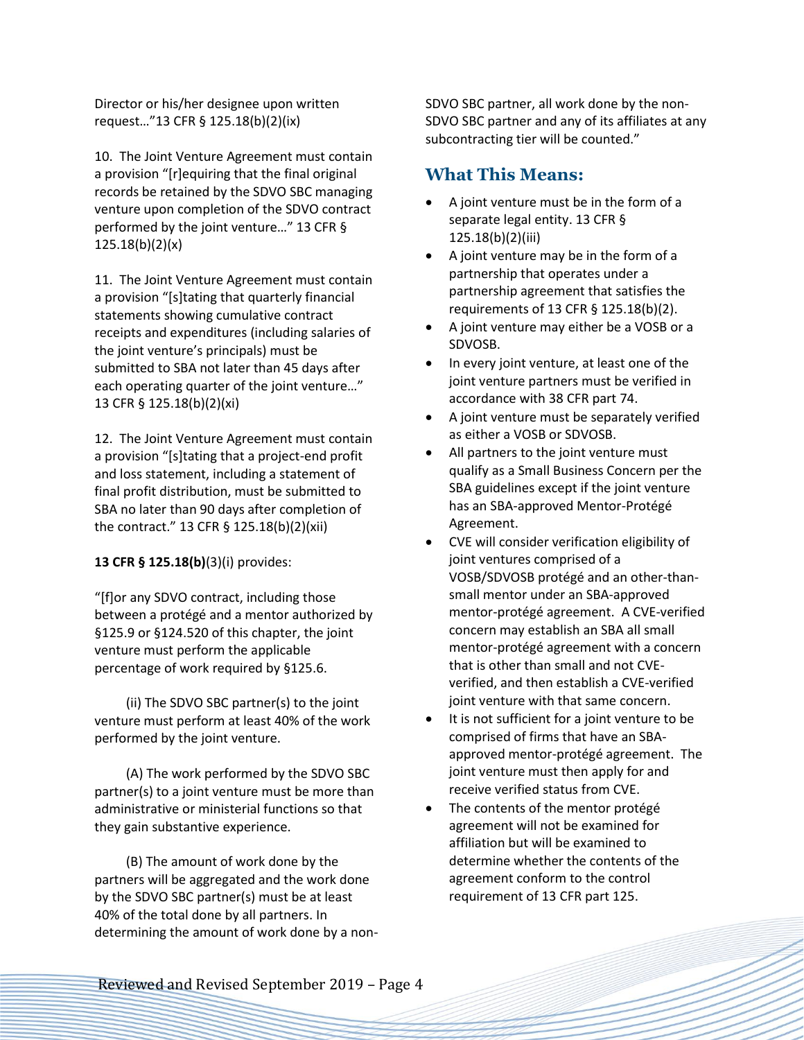Director or his/her designee upon written request…"13 CFR § 125.18(b)(2)(ix)

10. The Joint Venture Agreement must contain a provision "[r]equiring that the final original records be retained by the SDVO SBC managing venture upon completion of the SDVO contract performed by the joint venture…" 13 CFR § 125.18(b)(2)(x)

11. The Joint Venture Agreement must contain a provision "[s]tating that quarterly financial statements showing cumulative contract receipts and expenditures (including salaries of the joint venture's principals) must be submitted to SBA not later than 45 days after each operating quarter of the joint venture…" 13 CFR § 125.18(b)(2)(xi)

12. The Joint Venture Agreement must contain a provision "[s]tating that a project-end profit and loss statement, including a statement of final profit distribution, must be submitted to SBA no later than 90 days after completion of the contract." 13 CFR § 125.18(b)(2)(xii)

**13 CFR § 125.18(b)**(3)(i) provides:

"[f]or any SDVO contract, including those between a protégé and a mentor authorized by §125.9 or §124.520 of this chapter, the joint venture must perform the applicable percentage of work required by §125.6.

(ii) The SDVO SBC partner(s) to the joint venture must perform at least 40% of the work performed by the joint venture.

(A) The work performed by the SDVO SBC partner(s) to a joint venture must be more than administrative or ministerial functions so that they gain substantive experience.

(B) The amount of work done by the partners will be aggregated and the work done by the SDVO SBC partner(s) must be at least 40% of the total done by all partners. In determining the amount of work done by a non-SDVO SBC partner, all work done by the non-SDVO SBC partner and any of its affiliates at any subcontracting tier will be counted."

## What This Means:

- A joint venture must be in the form of a separate legal entity. 13 CFR § 125.18(b)(2)(iii)
- A joint venture may be in the form of a partnership that operates under a partnership agreement that satisfies the requirements of 13 CFR § 125.18(b)(2).
- A joint venture may either be a VOSB or a SDVOSB.
- In every joint venture, at least one of the joint venture partners must be verified in accordance with 38 CFR part 74.
- A joint venture must be separately verified as either a VOSB or SDVOSB.
- All partners to the joint venture must qualify as a Small Business Concern per the SBA guidelines except if the joint venture has an SBA-approved Mentor-Protégé Agreement.
- CVE will consider verification eligibility of joint ventures comprised of a VOSB/SDVOSB protégé and an other-than-small mentor under an SBA-approved mentor-protégé agreement. A CVE-verified concern may establish an SBA all small mentor-protégé agreement with a concern that is other than small and not CVE-verified, and then establish a CVE-verified joint venture with that same concern.
- It is not sufficient for a joint venture to be comprised of firms that have an SBA-approved mentor-protégé agreement. The joint venture must then apply for and receive verified status from CVE.
- The contents of the mentor protégé agreement will not be examined for affiliation but will be examined to determine whether the contents of the agreement conform to the control requirement of 13 CFR part 125.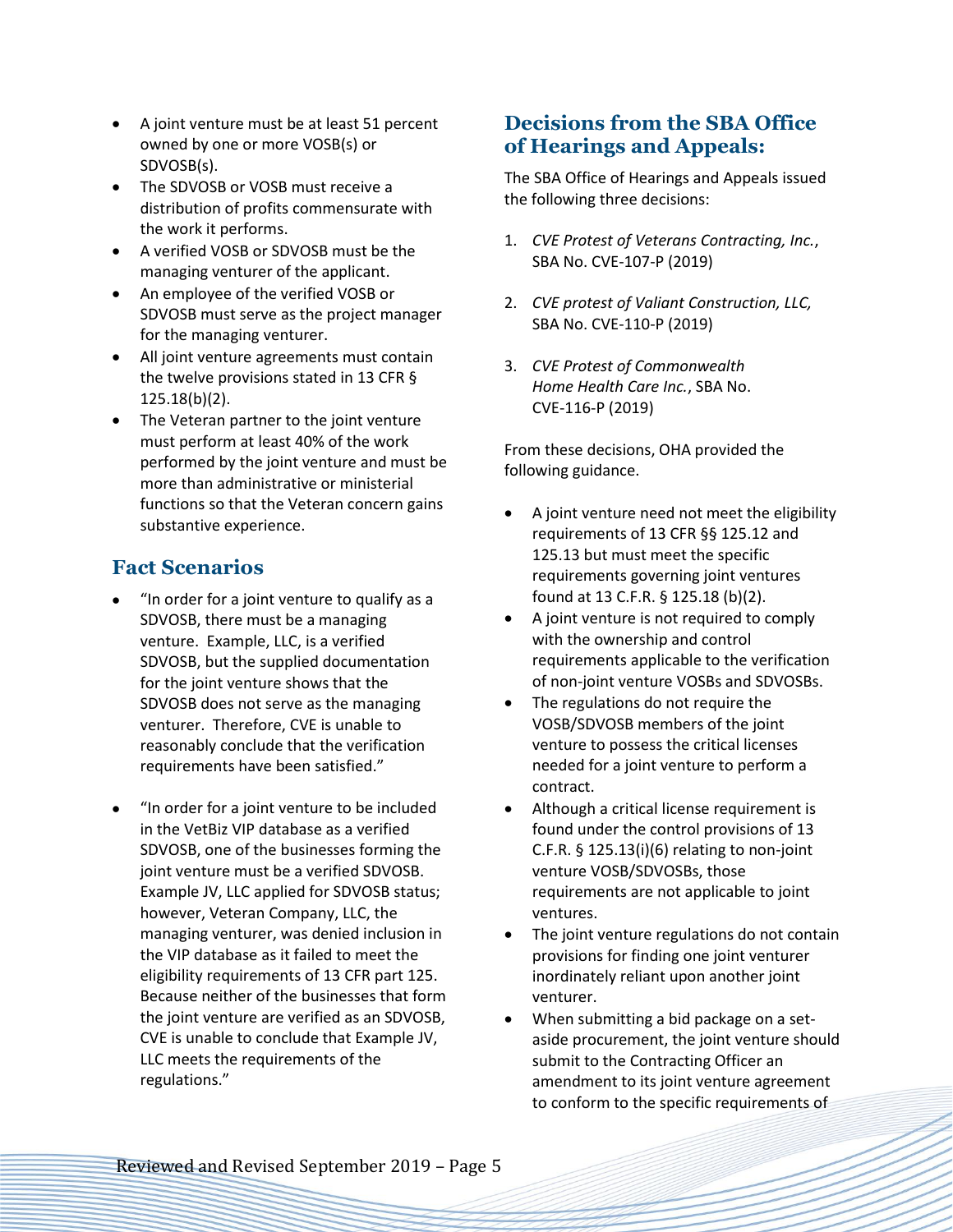- A joint venture must be at least 51 percent owned by one or more VOSB(s) or SDVOSB(s).
- The SDVOSB or VOSB must receive a distribution of profits commensurate with the work it performs.
- A verified VOSB or SDVOSB must be the managing venturer of the applicant.
- An employee of the verified VOSB or SDVOSB must serve as the project manager for the managing venturer.
- All joint venture agreements must contain the twelve provisions stated in 13 CFR § 125.18(b)(2).
- The Veteran partner to the joint venture must perform at least 40% of the work performed by the joint venture and must be more than administrative or ministerial functions so that the Veteran concern gains substantive experience.

## Fact Scenarios

- "In order for a joint venture to qualify as a SDVOSB, there must be a managing venture. Example, LLC, is a verified SDVOSB, but the supplied documentation for the joint venture shows that the SDVOSB does not serve as the managing venturer. Therefore, CVE is unable to reasonably conclude that the verification requirements have been satisfied."
- "In order for a joint venture to be included in the VetBiz VIP database as a verified SDVOSB, one of the businesses forming the joint venture must be a verified SDVOSB. Example JV, LLC applied for SDVOSB status; however, Veteran Company, LLC, the managing venturer, was denied inclusion in the VIP database as it failed to meet the eligibility requirements of 13 CFR part 125. Because neither of the businesses that form the joint venture are verified as an SDVOSB, CVE is unable to conclude that Example JV, LLC meets the requirements of the regulations."

## Decisions from the SBA Office of Hearings and Appeals:

The SBA Office of Hearings and Appeals issued the following three decisions:

1. *CVE Protest of Veterans Contracting, Inc.*, SBA No. CVE-107-P (2019)
2. *CVE protest of Valiant Construction, LLC,* SBA No. CVE-110-P (2019)
3. *CVE Protest of Commonwealth Home Health Care Inc.*, SBA No. CVE-116-P (2019)

From these decisions, OHA provided the following guidance.

- A joint venture need not meet the eligibility requirements of 13 CFR §§ 125.12 and 125.13 but must meet the specific requirements governing joint ventures found at 13 C.F.R. § 125.18 (b)(2).
- A joint venture is not required to comply with the ownership and control requirements applicable to the verification of non-joint venture VOSBs and SDVOSBs.
- The regulations do not require the VOSB/SDVOSB members of the joint venture to possess the critical licenses needed for a joint venture to perform a contract.
- Although a critical license requirement is found under the control provisions of 13 C.F.R. § 125.13(i)(6) relating to non-joint venture VOSB/SDVOSBs, those requirements are not applicable to joint ventures.
- The joint venture regulations do not contain provisions for finding one joint venturer inordinately reliant upon another joint venturer.
- When submitting a bid package on a set-aside procurement, the joint venture should submit to the Contracting Officer an amendment to its joint venture agreement to conform to the specific requirements of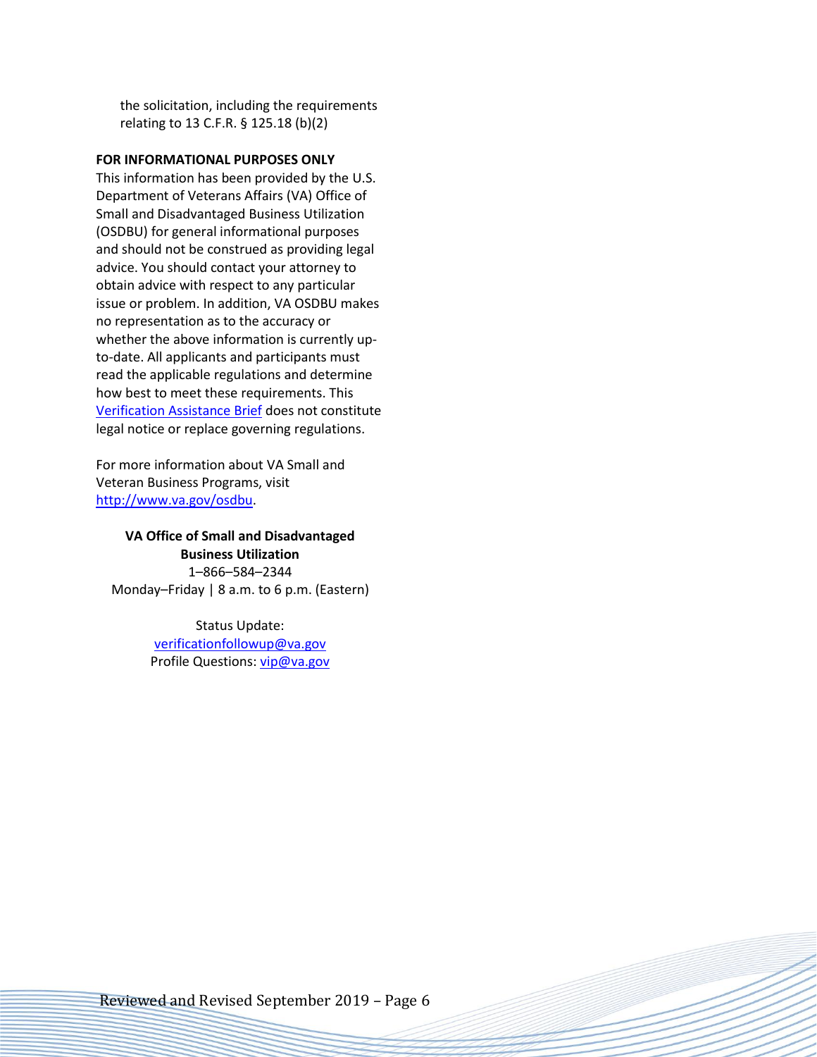the solicitation, including the requirements relating to 13 C.F.R. § 125.18 (b)(2)

**FOR INFORMATIONAL PURPOSES ONLY**

This information has been provided by the U.S. Department of Veterans Affairs (VA) Office of Small and Disadvantaged Business Utilization (OSDBU) for general informational purposes and should not be construed as providing legal advice. You should contact your attorney to obtain advice with respect to any particular issue or problem. In addition, VA OSDBU makes no representation as to the accuracy or whether the above information is currently up-to-date. All applicants and participants must read the applicable regulations and determine how best to meet these requirements. This [Verification Assistance Brief] does not constitute legal notice or replace governing regulations.

For more information about VA Small and Veteran Business Programs, visit http://www.va.gov/osdbu.

**VA Office of Small and Disadvantaged Business Utilization**

1–866–584–2344

Monday–Friday | 8 a.m. to 6 p.m. (Eastern)

Status Update: verificationfollowup@va.gov

Profile Questions: vip@va.gov